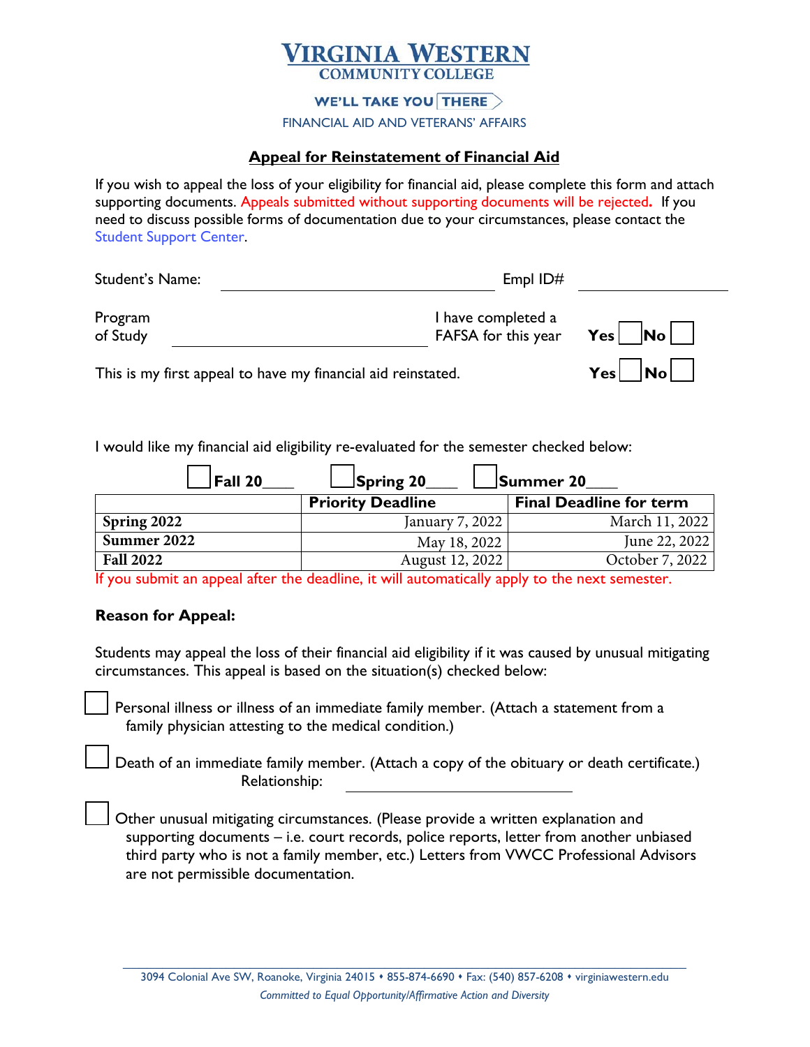# VIRGINIA WESTERN
## COMMUNITY COLLEGE

WE'LL TAKE YOU THERE

FINANCIAL AID AND VETERANS' AFFAIRS

## Appeal for Reinstatement of Financial Aid

If you wish to appeal the loss of your eligibility for financial aid, please complete this form and attach supporting documents. Appeals submitted without supporting documents will be rejected**.** If you need to discuss possible forms of documentation due to your circumstances, please contact the Student Support Center.

Student's Name: ______________________________ Empl ID# ________________

Program of Study ______________________________ I have completed a FAFSA for this year **Yes** ☐ **No** ☐

This is my first appeal to have my financial aid reinstated. **Yes** ☐ **No** ☐

I would like my financial aid eligibility re-evaluated for the semester checked below:

☐ **Fall 20____** ☐ **Spring 20____** ☐ **Summer 20____**

| | Priority Deadline | Final Deadline for term |
|---|---|---|
| **Spring 2022** | January 7, 2022 | March 11, 2022 |
| **Summer 2022** | May 18, 2022 | June 22, 2022 |
| **Fall 2022** | August 12, 2022 | October 7, 2022 |

If you submit an appeal after the deadline, it will automatically apply to the next semester.

### Reason for Appeal:

Students may appeal the loss of their financial aid eligibility if it was caused by unusual mitigating circumstances. This appeal is based on the situation(s) checked below:

☐ Personal illness or illness of an immediate family member. (Attach a statement from a family physician attesting to the medical condition.)

☐ Death of an immediate family member. (Attach a copy of the obituary or death certificate.)
Relationship: ______________________

☐ Other unusual mitigating circumstances. (Please provide a written explanation and supporting documents – i.e. court records, police reports, letter from another unbiased third party who is not a family member, etc.) Letters from VWCC Professional Advisors are not permissible documentation.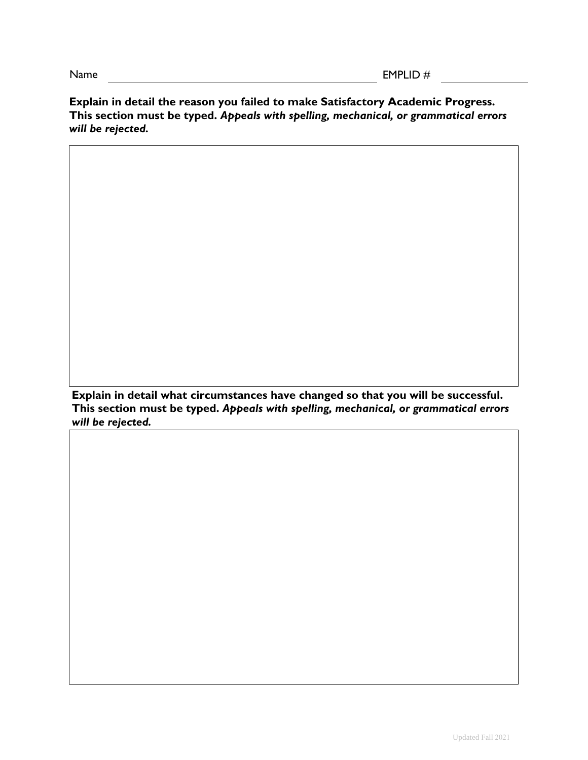Name ______________________________ EMPLID # ______________

**Explain in detail the reason you failed to make Satisfactory Academic Progress. This section must be typed.** ***Appeals with spelling, mechanical, or grammatical errors will be rejected.***

**Explain in detail what circumstances have changed so that you will be successful. This section must be typed.** ***Appeals with spelling, mechanical, or grammatical errors will be rejected.***

Updated Fall 2021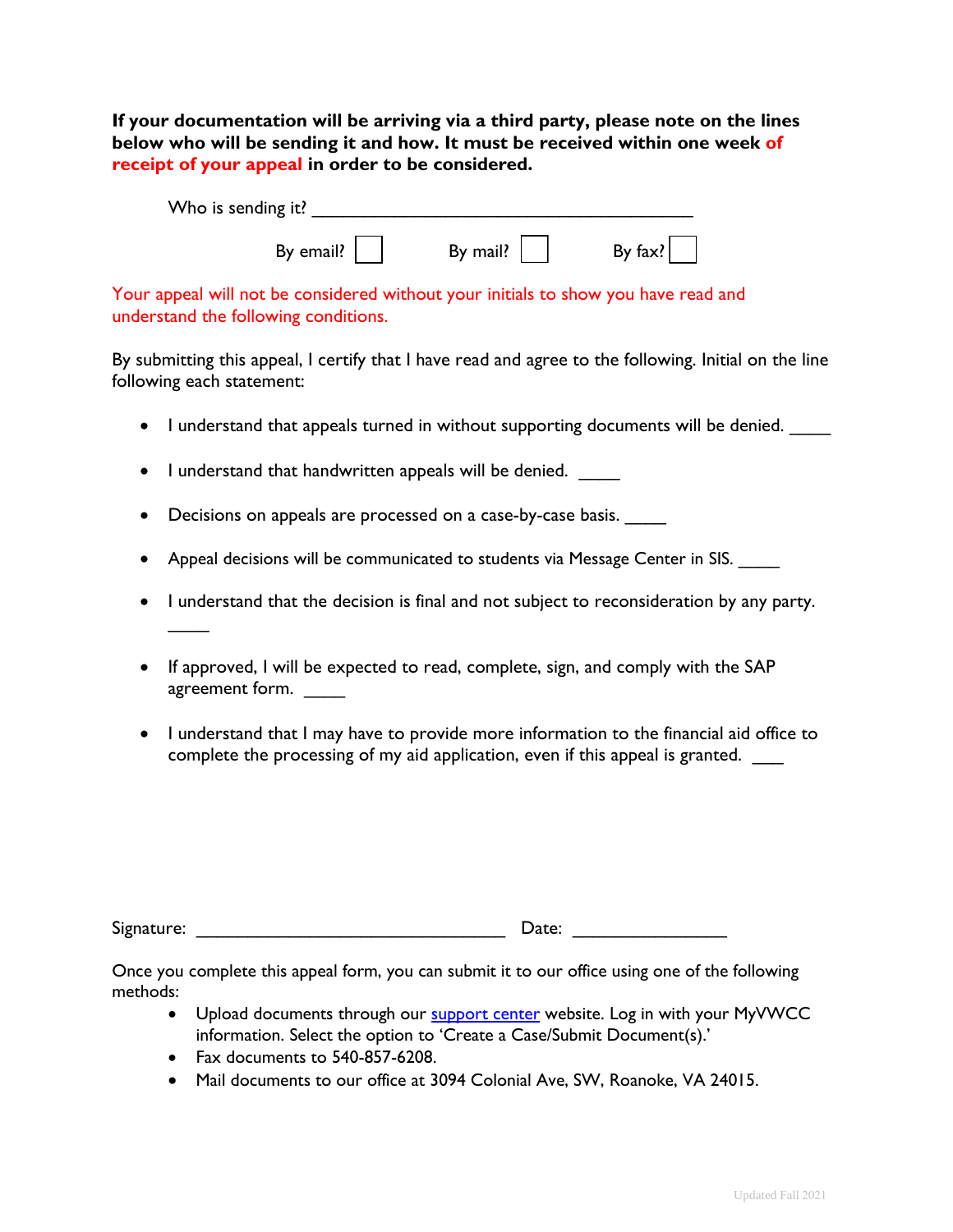**If your documentation will be arriving via a third party, please note on the lines below who will be sending it and how. It must be received within one week of receipt of your appeal in order to be considered.**

Who is sending it? _______________________________________

By email? ☐  By mail? ☐  By fax? ☐

Your appeal will not be considered without your initials to show you have read and understand the following conditions.

By submitting this appeal, I certify that I have read and agree to the following. Initial on the line following each statement:

- I understand that appeals turned in without supporting documents will be denied. ____
- I understand that handwritten appeals will be denied. ____
- Decisions on appeals are processed on a case-by-case basis. ____
- Appeal decisions will be communicated to students via Message Center in SIS. ____
- I understand that the decision is final and not subject to reconsideration by any party. ____
- If approved, I will be expected to read, complete, sign, and comply with the SAP agreement form. ____
- I understand that I may have to provide more information to the financial aid office to complete the processing of my aid application, even if this appeal is granted. ___

Signature: ________________________________ Date: ________________

Once you complete this appeal form, you can submit it to our office using one of the following methods:

- Upload documents through our support center website. Log in with your MyVWCC information. Select the option to 'Create a Case/Submit Document(s).'
- Fax documents to 540-857-6208.
- Mail documents to our office at 3094 Colonial Ave, SW, Roanoke, VA 24015.

Updated Fall 2021